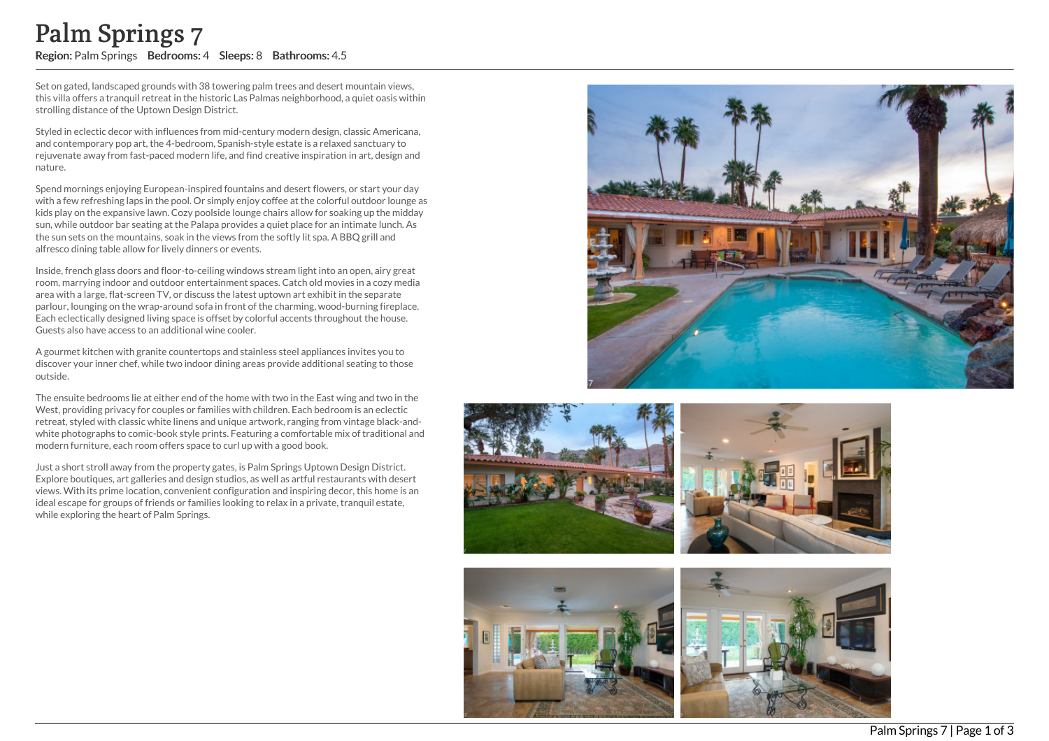# Palm Springs 7

**Region:** Palm Springs **Bedrooms:** 4 **Sleeps:** 8 **Bathrooms:** 4.5

Set on gated, landscaped grounds with 38 towering palm trees and desert mountain views, this villa offers a tranquil retreat in the historic Las Palmas neighborhood, a quiet oasis within strolling distance of the Uptown Design District.

Styled in eclectic decor with influences from mid-century modern design, classic Americana, and contemporary pop art, the 4-bedroom, Spanish-style estate is a relaxed sanctuary to rejuvenate away from fast-paced modern life, and find creative inspiration in art, design and nature.

Spend mornings enjoying European-inspired fountains and desert flowers, or start your day with a few refreshing laps in the pool. Or simply enjoy coffee at the colorful outdoor lounge as kids play on the expansive lawn. Cozy poolside lounge chairs allow for soaking up the midday sun, while outdoor bar seating at the Palapa provides a quiet place for an intimate lunch. As the sun sets on the mountains, soak in the views from the softly lit spa. A BBQ grill and alfresco dining table allow for lively dinners or events.

Inside, french glass doors and floor-to-ceiling windows stream light into an open, airy great room, marrying indoor and outdoor entertainment spaces. Catch old movies in a cozy media area with a large, flat-screen TV, or discuss the latest uptown art exhibit in the separate parlour, lounging on the wrap-around sofa in front of the charming, wood-burning fireplace. Each eclectically designed living space is offset by colorful accents throughout the house. Guests also have access to an additional wine cooler.

A gourmet kitchen with granite countertops and stainless steel appliances invites you to discover your inner chef, while two indoor dining areas provide additional seating to those outside.

The ensuite bedrooms lie at either end of the home with two in the East wing and two in the West, providing privacy for couples or families with children. Each bedroom is an eclectic retreat, styled with classic white linens and unique artwork, ranging from vintage black-and-white photographs to comic-book style prints. Featuring a comfortable mix of traditional and modern furniture, each room offers space to curl up with a good book.

Just a short stroll away from the property gates, is Palm Springs Uptown Design District. Explore boutiques, art galleries and design studios, as well as artful restaurants with desert views. With its prime location, convenient configuration and inspiring decor, this home is an ideal escape for groups of friends or families looking to relax in a private, tranquil estate, while exploring the heart of Palm Springs.